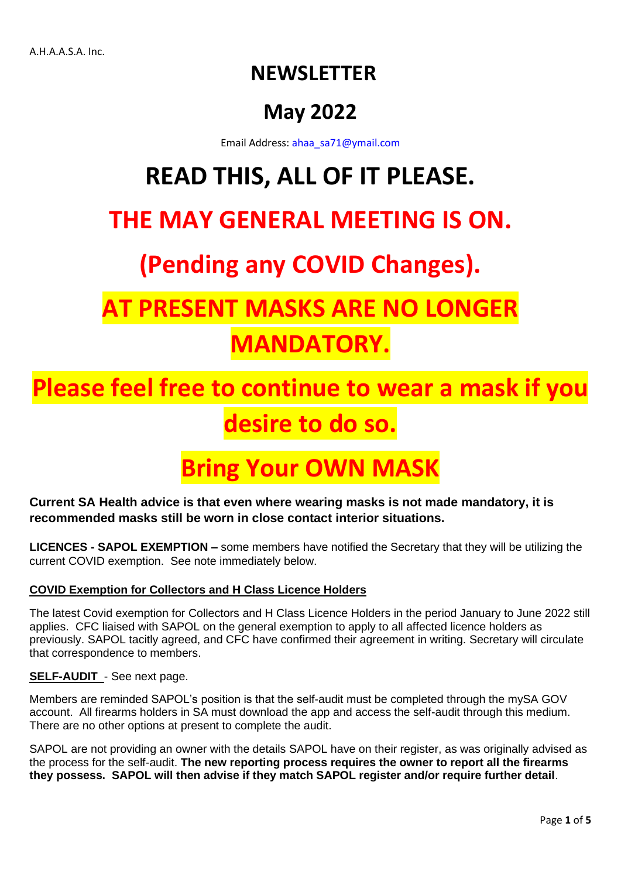A.H.A.A.S.A. Inc.

# NEWSLETTER

# May 2022

Email Address: ahaa_sa71@ymail.com

# READ THIS, ALL OF IT PLEASE.

# THE MAY GENERAL MEETING IS ON.

# (Pending any COVID Changes).

# AT PRESENT MASKS ARE NO LONGER MANDATORY.

# Please feel free to continue to wear a mask if you desire to do so.

# Bring Your OWN MASK

**Current SA Health advice is that even where wearing masks is not made mandatory, it is recommended masks still be worn in close contact interior situations.**

**LICENCES - SAPOL EXEMPTION –** some members have notified the Secretary that they will be utilizing the current COVID exemption. See note immediately below.

**COVID Exemption for Collectors and H Class Licence Holders**

The latest Covid exemption for Collectors and H Class Licence Holders in the period January to June 2022 still applies. CFC liaised with SAPOL on the general exemption to apply to all affected licence holders as previously. SAPOL tacitly agreed, and CFC have confirmed their agreement in writing. Secretary will circulate that correspondence to members.

**SELF-AUDIT** - See next page.

Members are reminded SAPOL's position is that the self-audit must be completed through the mySA GOV account. All firearms holders in SA must download the app and access the self-audit through this medium. There are no other options at present to complete the audit.

SAPOL are not providing an owner with the details SAPOL have on their register, as was originally advised as the process for the self-audit. **The new reporting process requires the owner to report all the firearms they possess. SAPOL will then advise if they match SAPOL register and/or require further detail**.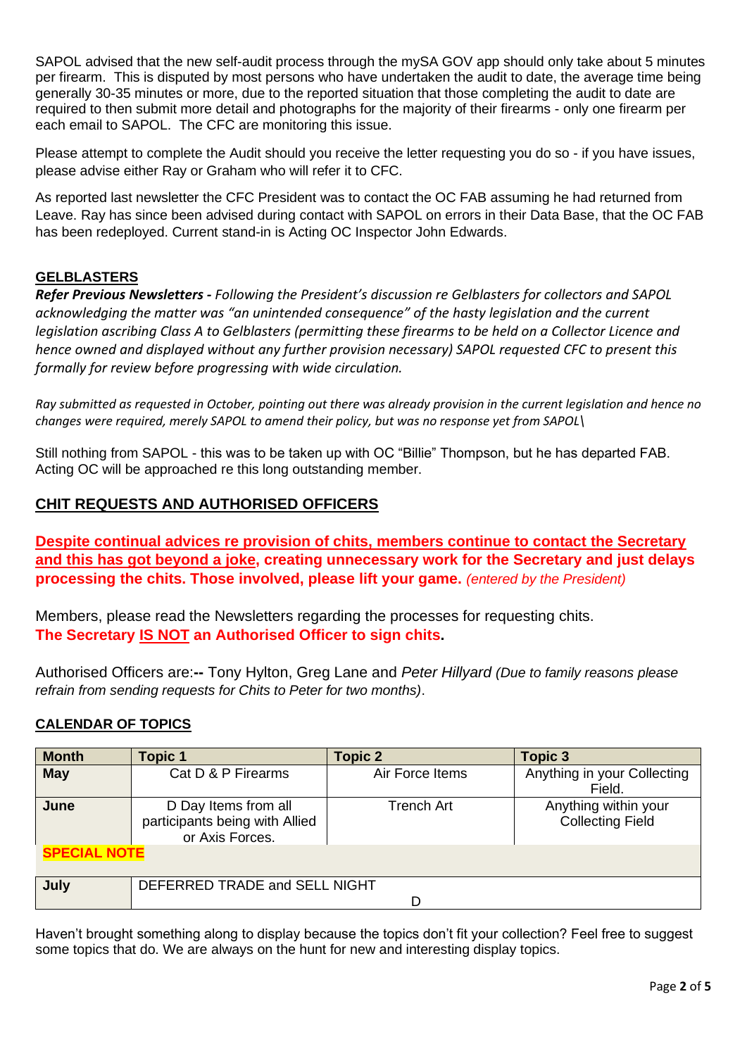SAPOL advised that the new self-audit process through the mySA GOV app should only take about 5 minutes per firearm. This is disputed by most persons who have undertaken the audit to date, the average time being generally 30-35 minutes or more, due to the reported situation that those completing the audit to date are required to then submit more detail and photographs for the majority of their firearms - only one firearm per each email to SAPOL. The CFC are monitoring this issue.

Please attempt to complete the Audit should you receive the letter requesting you do so - if you have issues, please advise either Ray or Graham who will refer it to CFC.

As reported last newsletter the CFC President was to contact the OC FAB assuming he had returned from Leave. Ray has since been advised during contact with SAPOL on errors in their Data Base, that the OC FAB has been redeployed. Current stand-in is Acting OC Inspector John Edwards.

## GELBLASTERS

***Refer Previous Newsletters -*** *Following the President's discussion re Gelblasters for collectors and SAPOL acknowledging the matter was "an unintended consequence" of the hasty legislation and the current legislation ascribing Class A to Gelblasters (permitting these firearms to be held on a Collector Licence and hence owned and displayed without any further provision necessary) SAPOL requested CFC to present this formally for review before progressing with wide circulation.*

*Ray submitted as requested in October, pointing out there was already provision in the current legislation and hence no changes were required, merely SAPOL to amend their policy, but was no response yet from SAPOL\*

Still nothing from SAPOL - this was to be taken up with OC "Billie" Thompson, but he has departed FAB. Acting OC will be approached re this long outstanding member.

## CHIT REQUESTS AND AUTHORISED OFFICERS

**Despite continual advices re provision of chits, members continue to contact the Secretary and this has got beyond a joke, creating unnecessary work for the Secretary and just delays processing the chits. Those involved, please lift your game.** *(entered by the President)*

Members, please read the Newsletters regarding the processes for requesting chits.
**The Secretary IS NOT an Authorised Officer to sign chits.**

Authorised Officers are:**--** Tony Hylton, Greg Lane and *Peter Hillyard (Due to family reasons please refrain from sending requests for Chits to Peter for two months)*.

## CALENDAR OF TOPICS

| Month | Topic 1 | Topic 2 | Topic 3 |
|---|---|---|---|
| **May** | Cat D & P Firearms | Air Force Items | Anything in your Collecting Field. |
| **June** | D Day Items from all participants being with Allied or Axis Forces. | Trench Art | Anything within your Collecting Field |
| **SPECIAL NOTE** | | | |
| **July** | DEFERRED TRADE and SELL NIGHT D | | |

Haven't brought something along to display because the topics don't fit your collection? Feel free to suggest some topics that do. We are always on the hunt for new and interesting display topics.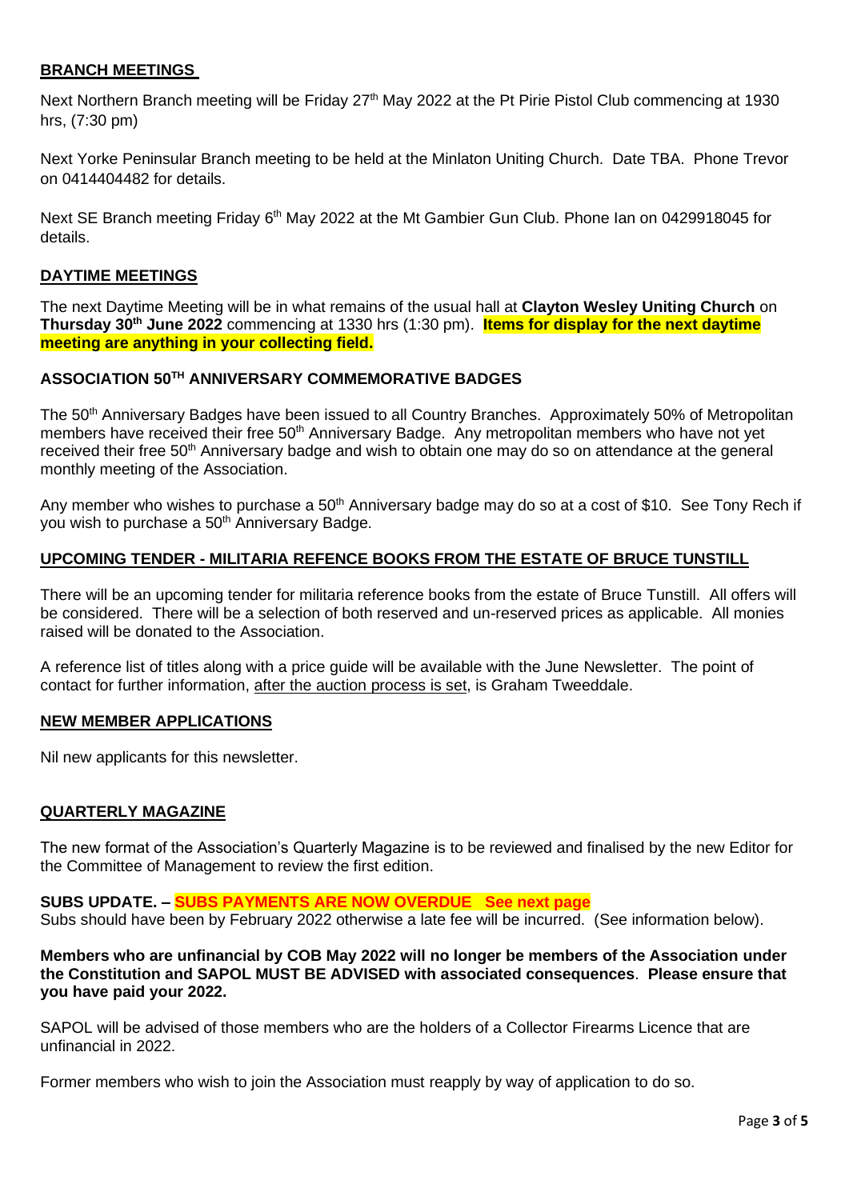## BRANCH MEETINGS

Next Northern Branch meeting will be Friday 27th May 2022 at the Pt Pirie Pistol Club commencing at 1930 hrs, (7:30 pm)

Next Yorke Peninsular Branch meeting to be held at the Minlaton Uniting Church. Date TBA. Phone Trevor on 0414404482 for details.

Next SE Branch meeting Friday 6th May 2022 at the Mt Gambier Gun Club. Phone Ian on 0429918045 for details.

## DAYTIME MEETINGS

The next Daytime Meeting will be in what remains of the usual hall at **Clayton Wesley Uniting Church** on **Thursday 30th June 2022** commencing at 1330 hrs (1:30 pm). **Items for display for the next daytime meeting are anything in your collecting field.**

## ASSOCIATION 50TH ANNIVERSARY COMMEMORATIVE BADGES

The 50th Anniversary Badges have been issued to all Country Branches. Approximately 50% of Metropolitan members have received their free 50th Anniversary Badge. Any metropolitan members who have not yet received their free 50th Anniversary badge and wish to obtain one may do so on attendance at the general monthly meeting of the Association.

Any member who wishes to purchase a 50th Anniversary badge may do so at a cost of $10. See Tony Rech if you wish to purchase a 50th Anniversary Badge.

## UPCOMING TENDER - MILITARIA REFENCE BOOKS FROM THE ESTATE OF BRUCE TUNSTILL

There will be an upcoming tender for militaria reference books from the estate of Bruce Tunstill. All offers will be considered. There will be a selection of both reserved and un-reserved prices as applicable. All monies raised will be donated to the Association.

A reference list of titles along with a price guide will be available with the June Newsletter. The point of contact for further information, after the auction process is set, is Graham Tweeddale.

## NEW MEMBER APPLICATIONS

Nil new applicants for this newsletter.

## QUARTERLY MAGAZINE

The new format of the Association's Quarterly Magazine is to be reviewed and finalised by the new Editor for the Committee of Management to review the first edition.

**SUBS UPDATE. – SUBS PAYMENTS ARE NOW OVERDUE See next page**

Subs should have been by February 2022 otherwise a late fee will be incurred. (See information below).

**Members who are unfinancial by COB May 2022 will no longer be members of the Association under the Constitution and SAPOL MUST BE ADVISED with associated consequences**. **Please ensure that you have paid your 2022.**

SAPOL will be advised of those members who are the holders of a Collector Firearms Licence that are unfinancial in 2022.

Former members who wish to join the Association must reapply by way of application to do so.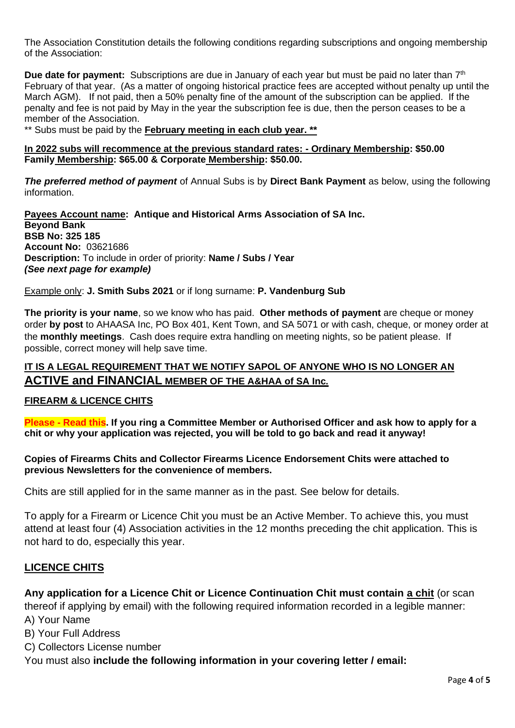The Association Constitution details the following conditions regarding subscriptions and ongoing membership of the Association:

**Due date for payment:** Subscriptions are due in January of each year but must be paid no later than 7th February of that year. (As a matter of ongoing historical practice fees are accepted without penalty up until the March AGM). If not paid, then a 50% penalty fine of the amount of the subscription can be applied. If the penalty and fee is not paid by May in the year the subscription fee is due, then the person ceases to be a member of the Association.

** Subs must be paid by the **February meeting in each club year. ****

**In 2022 subs will recommence at the previous standard rates: - Ordinary Membership: $50.00 Family Membership: $65.00 & Corporate Membership: $50.00.**

***The preferred method of payment*** of Annual Subs is by **Direct Bank Payment** as below, using the following information.

**Payees Account name: Antique and Historical Arms Association of SA Inc.**
**Beyond Bank**
**BSB No: 325 185**
**Account No:** 03621686
**Description:** To include in order of priority: **Name / Subs / Year**
***(See next page for example)***

Example only: **J. Smith Subs 2021** or if long surname: **P. Vandenburg Sub**

**The priority is your name**, so we know who has paid. **Other methods of payment** are cheque or money order **by post** to AHAASA Inc, PO Box 401, Kent Town, and SA 5071 or with cash, cheque, or money order at the **monthly meetings**. Cash does require extra handling on meeting nights, so be patient please. If possible, correct money will help save time.

**IT IS A LEGAL REQUIREMENT THAT WE NOTIFY SAPOL OF ANYONE WHO IS NO LONGER AN ACTIVE and FINANCIAL MEMBER OF THE A&HAA of SA Inc.**

## FIREARM & LICENCE CHITS

**Please - Read this. If you ring a Committee Member or Authorised Officer and ask how to apply for a chit or why your application was rejected, you will be told to go back and read it anyway!**

**Copies of Firearms Chits and Collector Firearms Licence Endorsement Chits were attached to previous Newsletters for the convenience of members.**

Chits are still applied for in the same manner as in the past. See below for details.

To apply for a Firearm or Licence Chit you must be an Active Member. To achieve this, you must attend at least four (4) Association activities in the 12 months preceding the chit application. This is not hard to do, especially this year.

## LICENCE CHITS

**Any application for a Licence Chit or Licence Continuation Chit must contain a chit** (or scan thereof if applying by email) with the following required information recorded in a legible manner:

A) Your Name
B) Your Full Address
C) Collectors License number

You must also **include the following information in your covering letter / email:**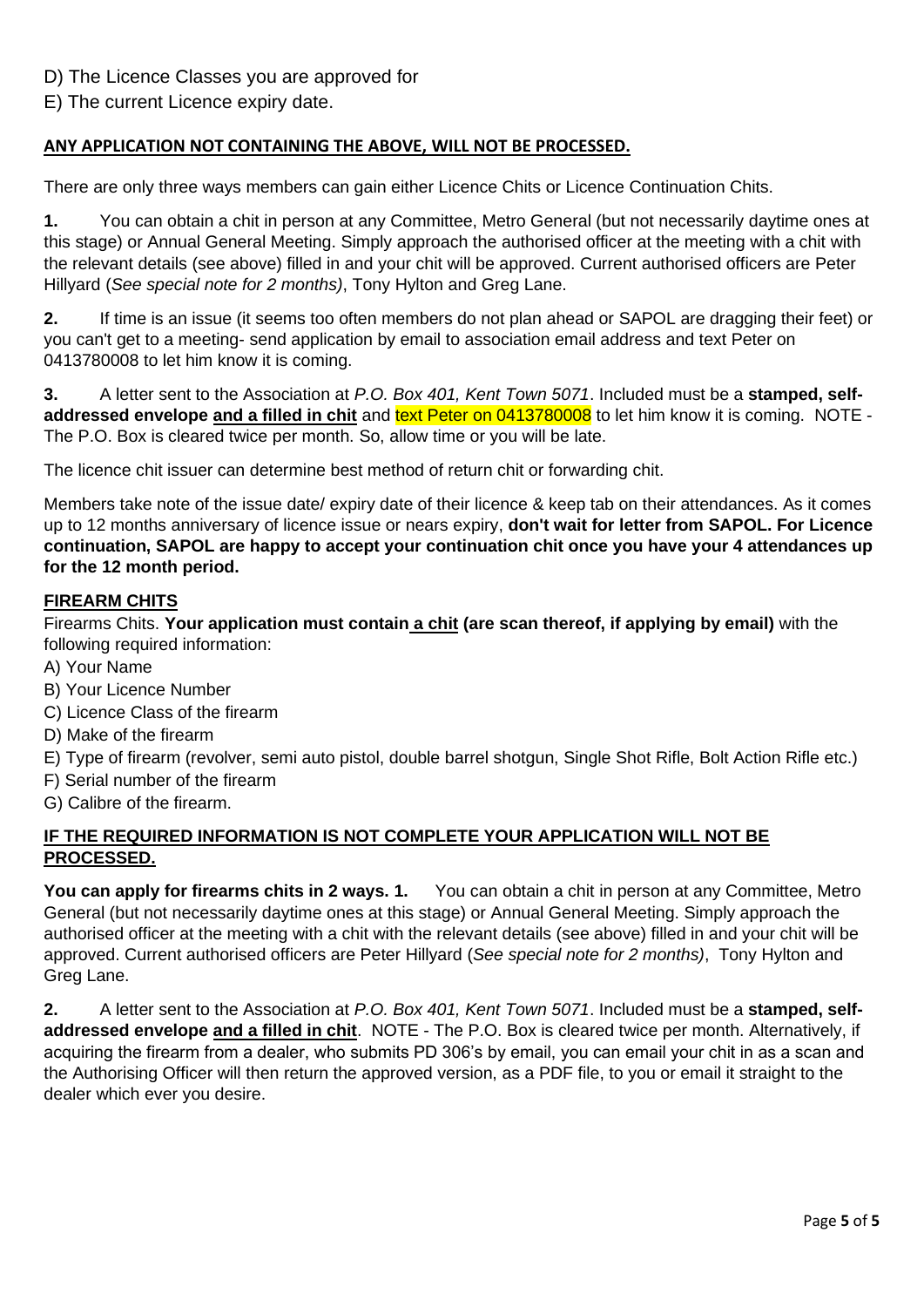D) The Licence Classes you are approved for

E) The current Licence expiry date.

**ANY APPLICATION NOT CONTAINING THE ABOVE, WILL NOT BE PROCESSED.**

There are only three ways members can gain either Licence Chits or Licence Continuation Chits.

**1.** You can obtain a chit in person at any Committee, Metro General (but not necessarily daytime ones at this stage) or Annual General Meeting. Simply approach the authorised officer at the meeting with a chit with the relevant details (see above) filled in and your chit will be approved. Current authorised officers are Peter Hillyard (*See special note for 2 months)*, Tony Hylton and Greg Lane.

**2.** If time is an issue (it seems too often members do not plan ahead or SAPOL are dragging their feet) or you can't get to a meeting- send application by email to association email address and text Peter on 0413780008 to let him know it is coming.

**3.** A letter sent to the Association at *P.O. Box 401, Kent Town 5071*. Included must be a **stamped, self-addressed envelope and a filled in chit** and text Peter on 0413780008 to let him know it is coming. NOTE - The P.O. Box is cleared twice per month. So, allow time or you will be late.

The licence chit issuer can determine best method of return chit or forwarding chit.

Members take note of the issue date/ expiry date of their licence & keep tab on their attendances. As it comes up to 12 months anniversary of licence issue or nears expiry, **don't wait for letter from SAPOL. For Licence continuation, SAPOL are happy to accept your continuation chit once you have your 4 attendances up for the 12 month period.**

## FIREARM CHITS

Firearms Chits. **Your application must contain a chit (are scan thereof, if applying by email)** with the following required information:

A) Your Name

B) Your Licence Number

C) Licence Class of the firearm

D) Make of the firearm

E) Type of firearm (revolver, semi auto pistol, double barrel shotgun, Single Shot Rifle, Bolt Action Rifle etc.)

F) Serial number of the firearm

G) Calibre of the firearm.

**IF THE REQUIRED INFORMATION IS NOT COMPLETE YOUR APPLICATION WILL NOT BE PROCESSED.**

**You can apply for firearms chits in 2 ways. 1.** You can obtain a chit in person at any Committee, Metro General (but not necessarily daytime ones at this stage) or Annual General Meeting. Simply approach the authorised officer at the meeting with a chit with the relevant details (see above) filled in and your chit will be approved. Current authorised officers are Peter Hillyard (*See special note for 2 months)*, Tony Hylton and Greg Lane.

**2.** A letter sent to the Association at *P.O. Box 401, Kent Town 5071*. Included must be a **stamped, self-addressed envelope and a filled in chit**. NOTE - The P.O. Box is cleared twice per month. Alternatively, if acquiring the firearm from a dealer, who submits PD 306's by email, you can email your chit in as a scan and the Authorising Officer will then return the approved version, as a PDF file, to you or email it straight to the dealer which ever you desire.